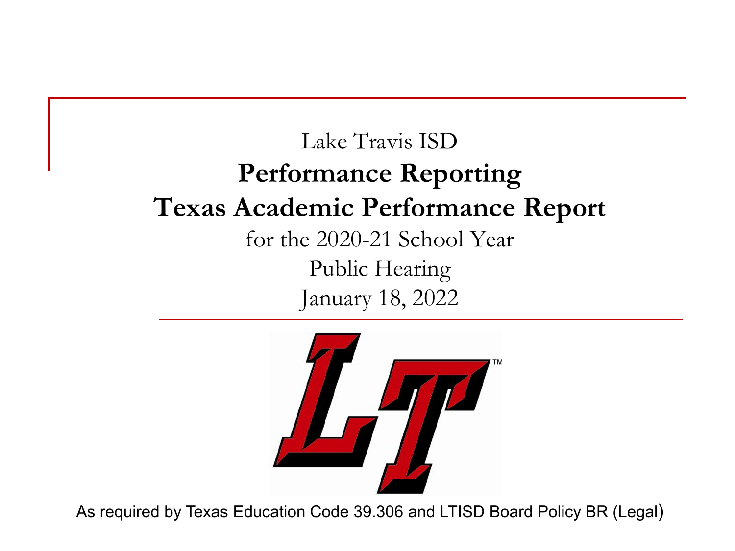Lake Travis ISD

# Performance Reporting

# Texas Academic Performance Report

for the 2020-21 School Year

Public Hearing

January 18, 2022

As required by Texas Education Code 39.306 and LTISD Board Policy BR (Legal)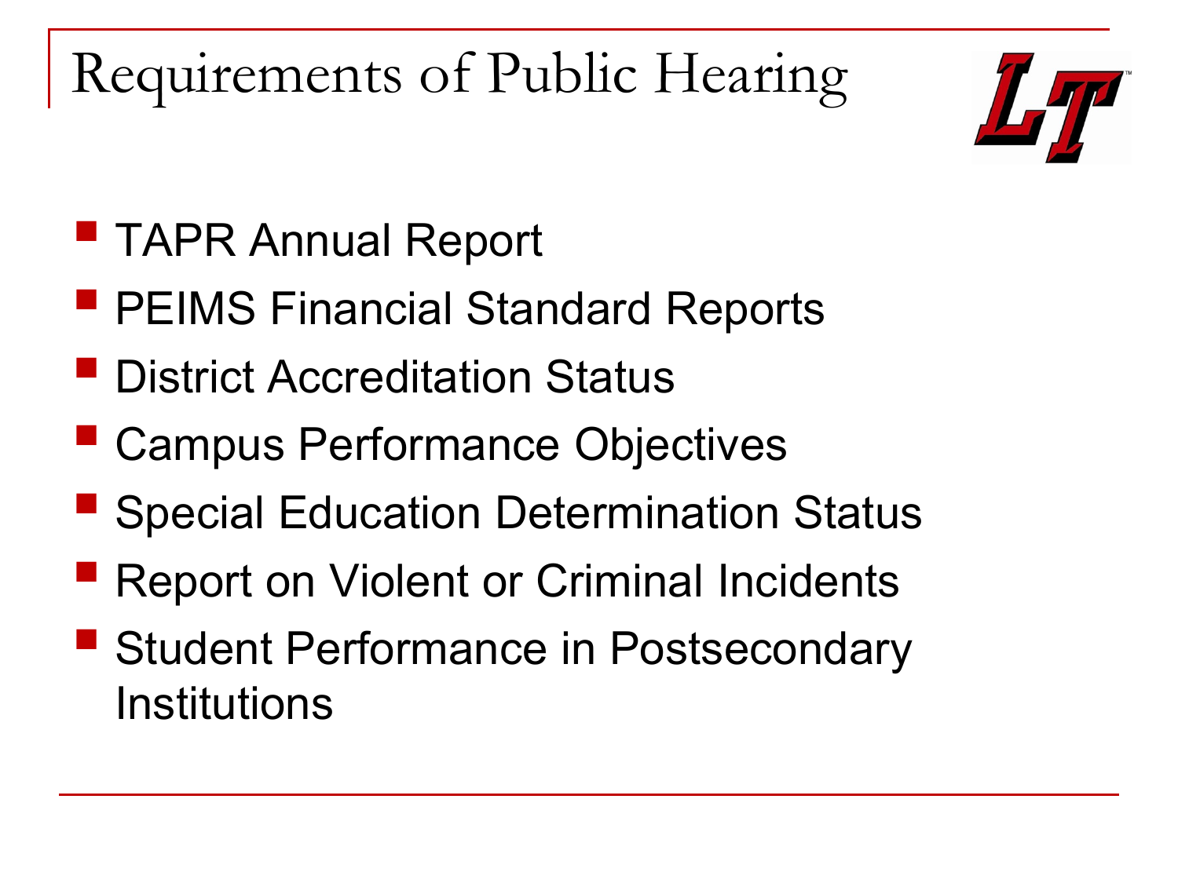# Requirements of Public Hearing

- TAPR Annual Report
- PEIMS Financial Standard Reports
- District Accreditation Status
- Campus Performance Objectives
- Special Education Determination Status
- Report on Violent or Criminal Incidents
- Student Performance in Postsecondary Institutions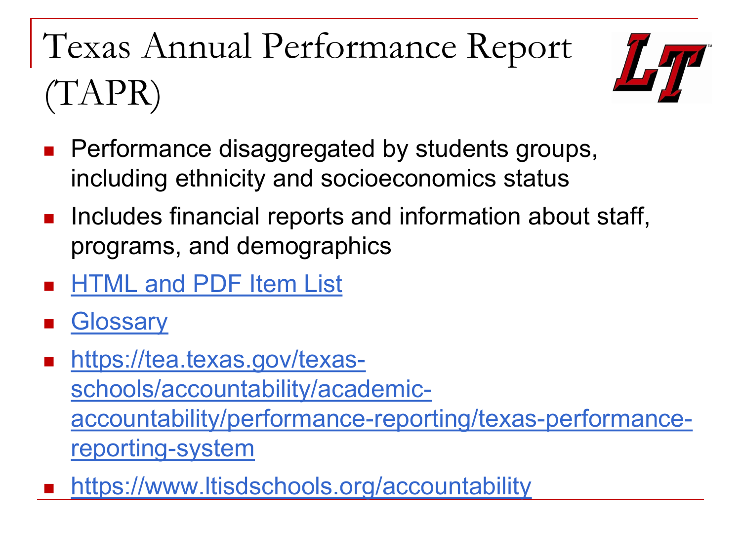# Texas Annual Performance Report (TAPR)

- Performance disaggregated by students groups, including ethnicity and socioeconomics status
- Includes financial reports and information about staff, programs, and demographics
- HTML and PDF Item List
- Glossary
- https://tea.texas.gov/texas-schools/accountability/academic-accountability/performance-reporting/texas-performance-reporting-system
- https://www.ltisdschools.org/accountability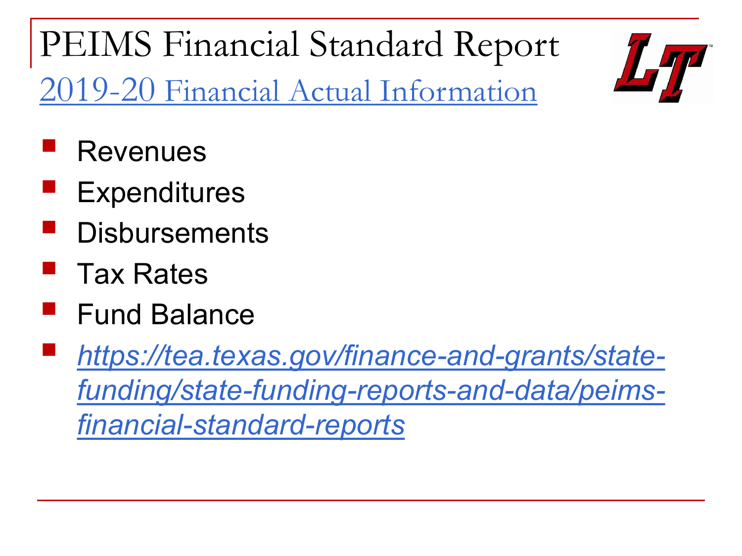# PEIMS Financial Standard Report

## [2019-20 Financial Actual Information]

- Revenues
- Expenditures
- Disbursements
- Tax Rates
- Fund Balance
- *https://tea.texas.gov/finance-and-grants/state-funding/state-funding-reports-and-data/peims-financial-standard-reports*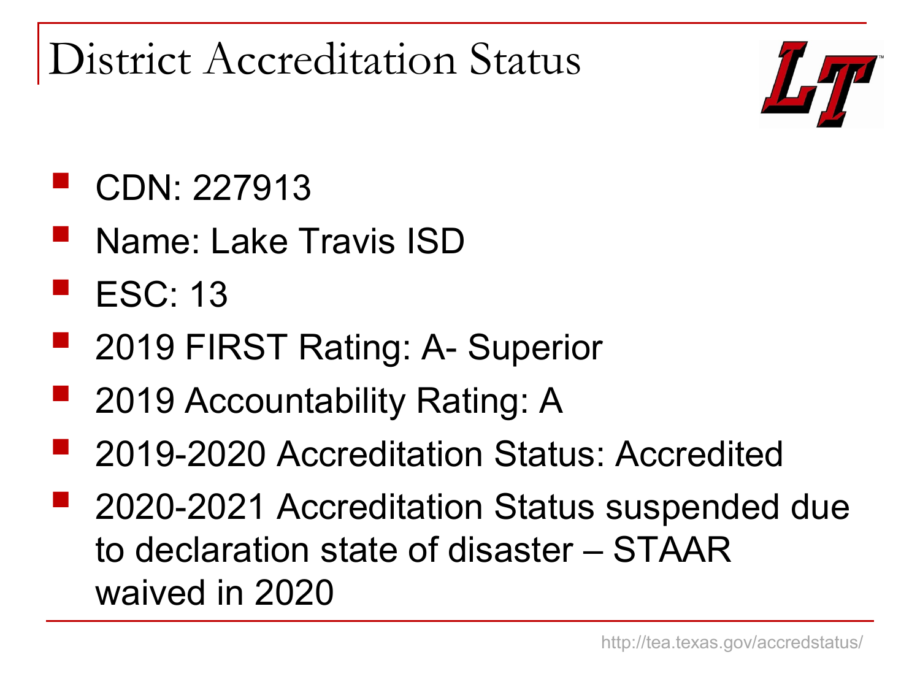# District Accreditation Status

- CDN: 227913
- Name: Lake Travis ISD
- ESC: 13
- 2019 FIRST Rating: A- Superior
- 2019 Accountability Rating: A
- 2019-2020 Accreditation Status: Accredited
- 2020-2021 Accreditation Status suspended due to declaration state of disaster – STAAR waived in 2020

http://tea.texas.gov/accredstatus/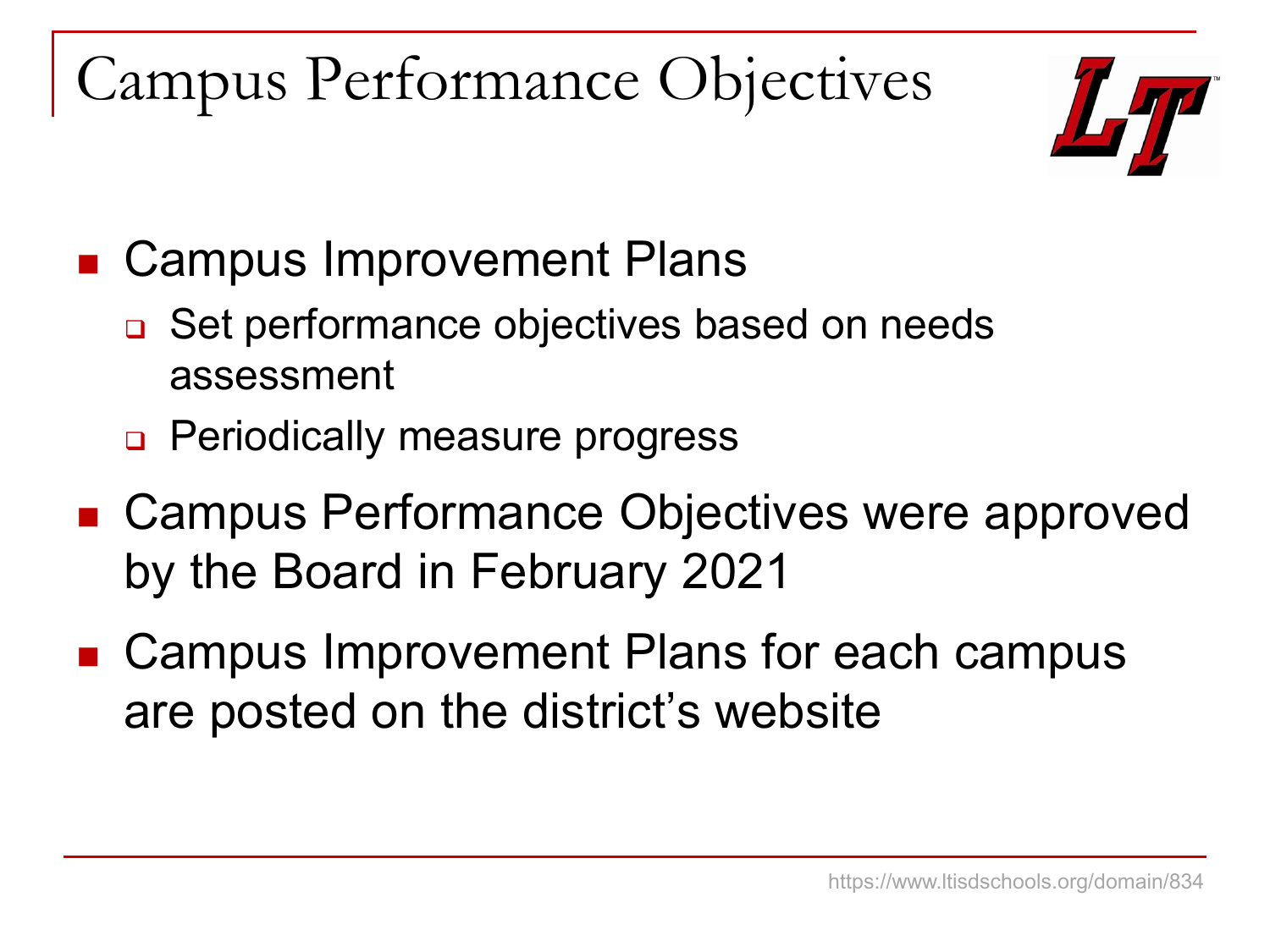# Campus Performance Objectives

- Campus Improvement Plans
  - Set performance objectives based on needs assessment
  - Periodically measure progress
- Campus Performance Objectives were approved by the Board in February 2021
- Campus Improvement Plans for each campus are posted on the district's website

https://www.ltisdschools.org/domain/834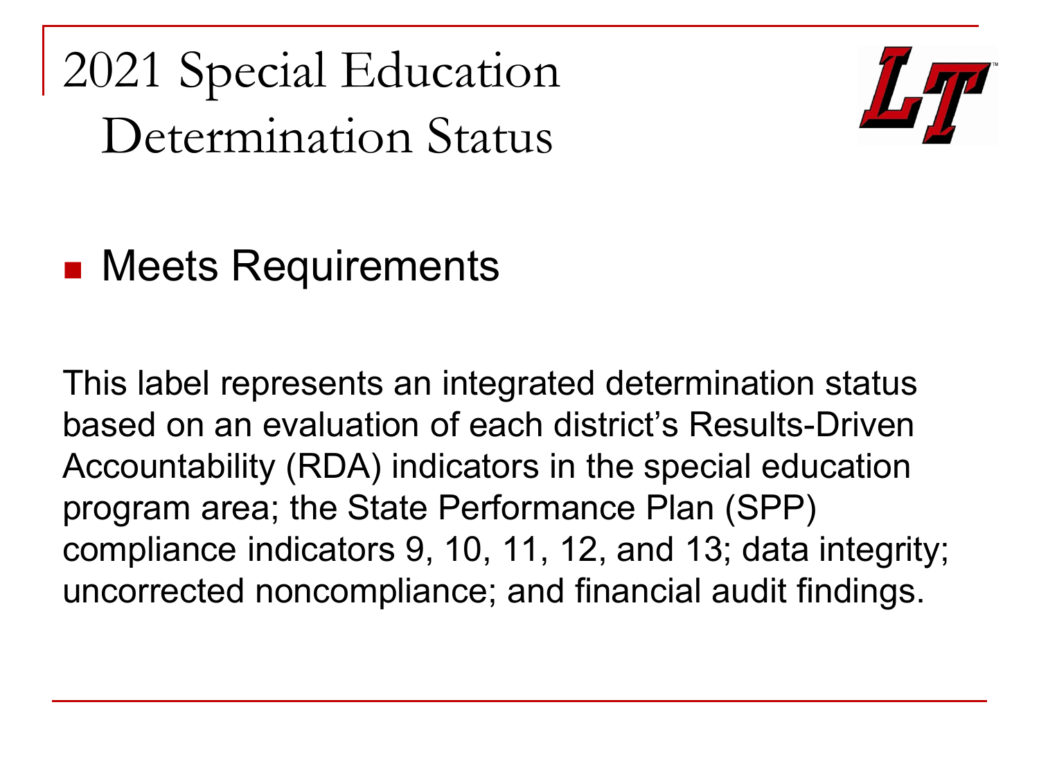# 2021 Special Education Determination Status

- Meets Requirements

This label represents an integrated determination status based on an evaluation of each district's Results-Driven Accountability (RDA) indicators in the special education program area; the State Performance Plan (SPP) compliance indicators 9, 10, 11, 12, and 13; data integrity; uncorrected noncompliance; and financial audit findings.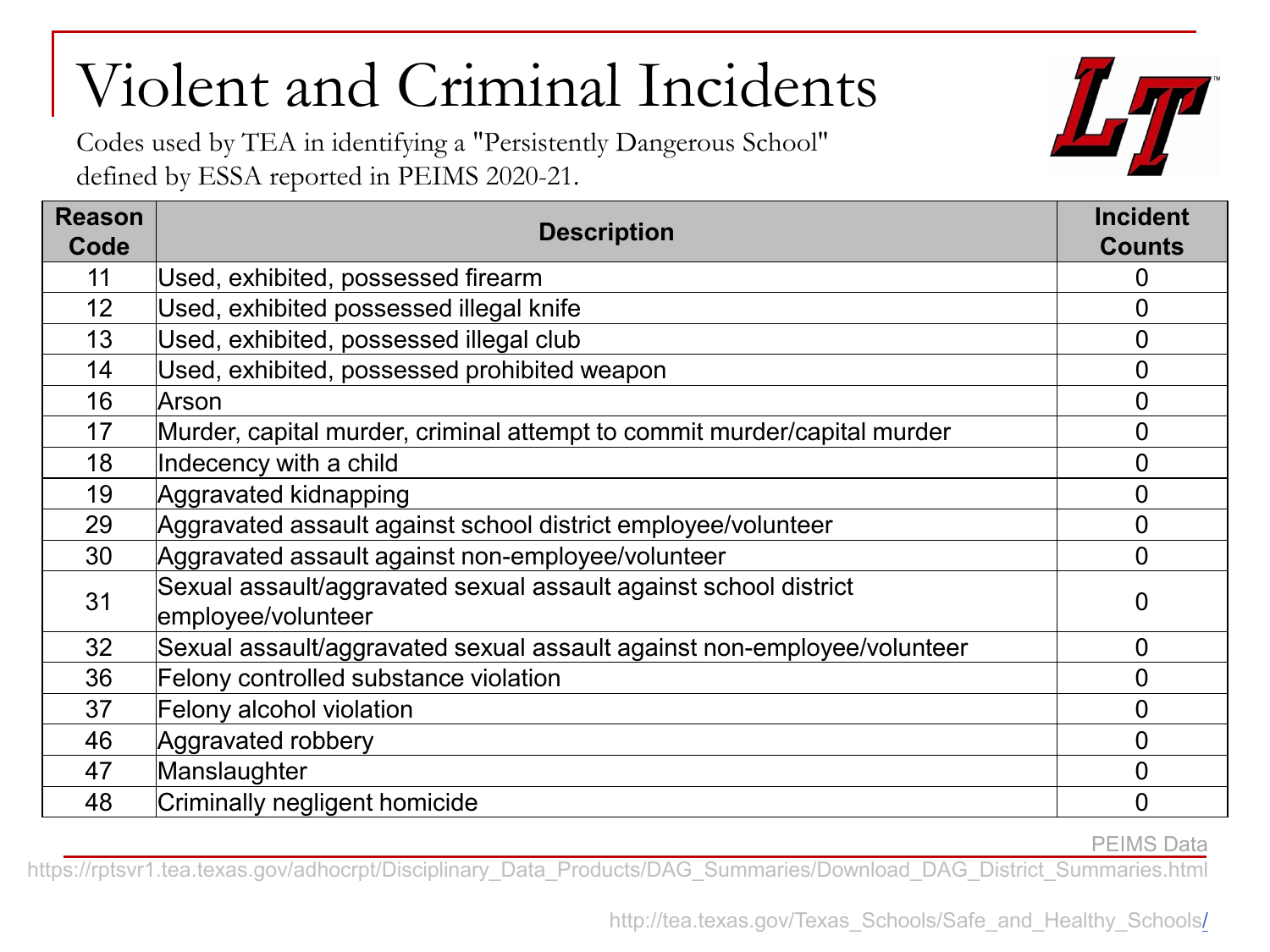# Violent and Criminal Incidents

Codes used by TEA in identifying a "Persistently Dangerous School" defined by ESSA reported in PEIMS 2020-21.

| Reason Code | Description | Incident Counts |
|---|---|---|
| 11 | Used, exhibited, possessed firearm | 0 |
| 12 | Used, exhibited possessed illegal knife | 0 |
| 13 | Used, exhibited, possessed illegal club | 0 |
| 14 | Used, exhibited, possessed prohibited weapon | 0 |
| 16 | Arson | 0 |
| 17 | Murder, capital murder, criminal attempt to commit murder/capital murder | 0 |
| 18 | Indecency with a child | 0 |
| 19 | Aggravated kidnapping | 0 |
| 29 | Aggravated assault against school district employee/volunteer | 0 |
| 30 | Aggravated assault against non-employee/volunteer | 0 |
| 31 | Sexual assault/aggravated sexual assault against school district employee/volunteer | 0 |
| 32 | Sexual assault/aggravated sexual assault against non-employee/volunteer | 0 |
| 36 | Felony controlled substance violation | 0 |
| 37 | Felony alcohol violation | 0 |
| 46 | Aggravated robbery | 0 |
| 47 | Manslaughter | 0 |
| 48 | Criminally negligent homicide | 0 |

PEIMS Data

https://rptsvr1.tea.texas.gov/adhocrpt/Disciplinary_Data_Products/DAG_Summaries/Download_DAG_District_Summaries.html

http://tea.texas.gov/Texas_Schools/Safe_and_Healthy_Schools/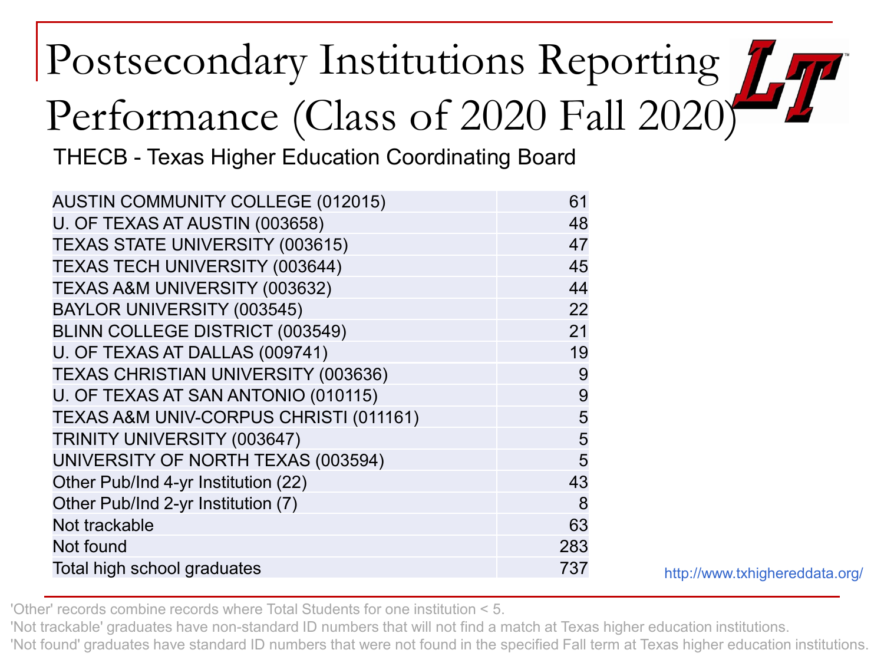# Postsecondary Institutions Reporting Performance (Class of 2020 Fall 2020)

THECB - Texas Higher Education Coordinating Board

| Institution | Count |
|---|---|
| AUSTIN COMMUNITY COLLEGE (012015) | 61 |
| U. OF TEXAS AT AUSTIN (003658) | 48 |
| TEXAS STATE UNIVERSITY (003615) | 47 |
| TEXAS TECH UNIVERSITY (003644) | 45 |
| TEXAS A&M UNIVERSITY (003632) | 44 |
| BAYLOR UNIVERSITY (003545) | 22 |
| BLINN COLLEGE DISTRICT (003549) | 21 |
| U. OF TEXAS AT DALLAS (009741) | 19 |
| TEXAS CHRISTIAN UNIVERSITY (003636) | 9 |
| U. OF TEXAS AT SAN ANTONIO (010115) | 9 |
| TEXAS A&M UNIV-CORPUS CHRISTI (011161) | 5 |
| TRINITY UNIVERSITY (003647) | 5 |
| UNIVERSITY OF NORTH TEXAS (003594) | 5 |
| Other Pub/Ind 4-yr Institution (22) | 43 |
| Other Pub/Ind 2-yr Institution (7) | 8 |
| Not trackable | 63 |
| Not found | 283 |
| Total high school graduates | 737 |

http://www.txhighereddata.org/

'Other' records combine records where Total Students for one institution < 5.

'Not trackable' graduates have non-standard ID numbers that will not find a match at Texas higher education institutions.

'Not found' graduates have standard ID numbers that were not found in the specified Fall term at Texas higher education institutions.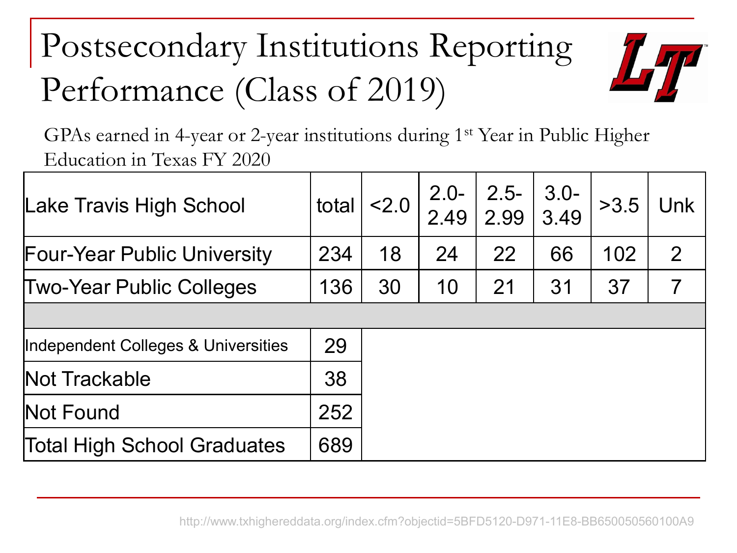# Postsecondary Institutions Reporting Performance (Class of 2019)

GPAs earned in 4-year or 2-year institutions during 1st Year in Public Higher Education in Texas FY 2020

| Lake Travis High School | total | <2.0 | 2.0-2.49 | 2.5-2.99 | 3.0-3.49 | >3.5 | Unk |
|---|---|---|---|---|---|---|---|
| Four-Year Public University | 234 | 18 | 24 | 22 | 66 | 102 | 2 |
| Two-Year Public Colleges | 136 | 30 | 10 | 21 | 31 | 37 | 7 |
| | | | | | | | |
| Independent Colleges & Universities | 29 | | | | | | |
| Not Trackable | 38 | | | | | | |
| Not Found | 252 | | | | | | |
| Total High School Graduates | 689 | | | | | | |

http://www.txhighereddata.org/index.cfm?objectid=5BFD5120-D971-11E8-BB650050560100A9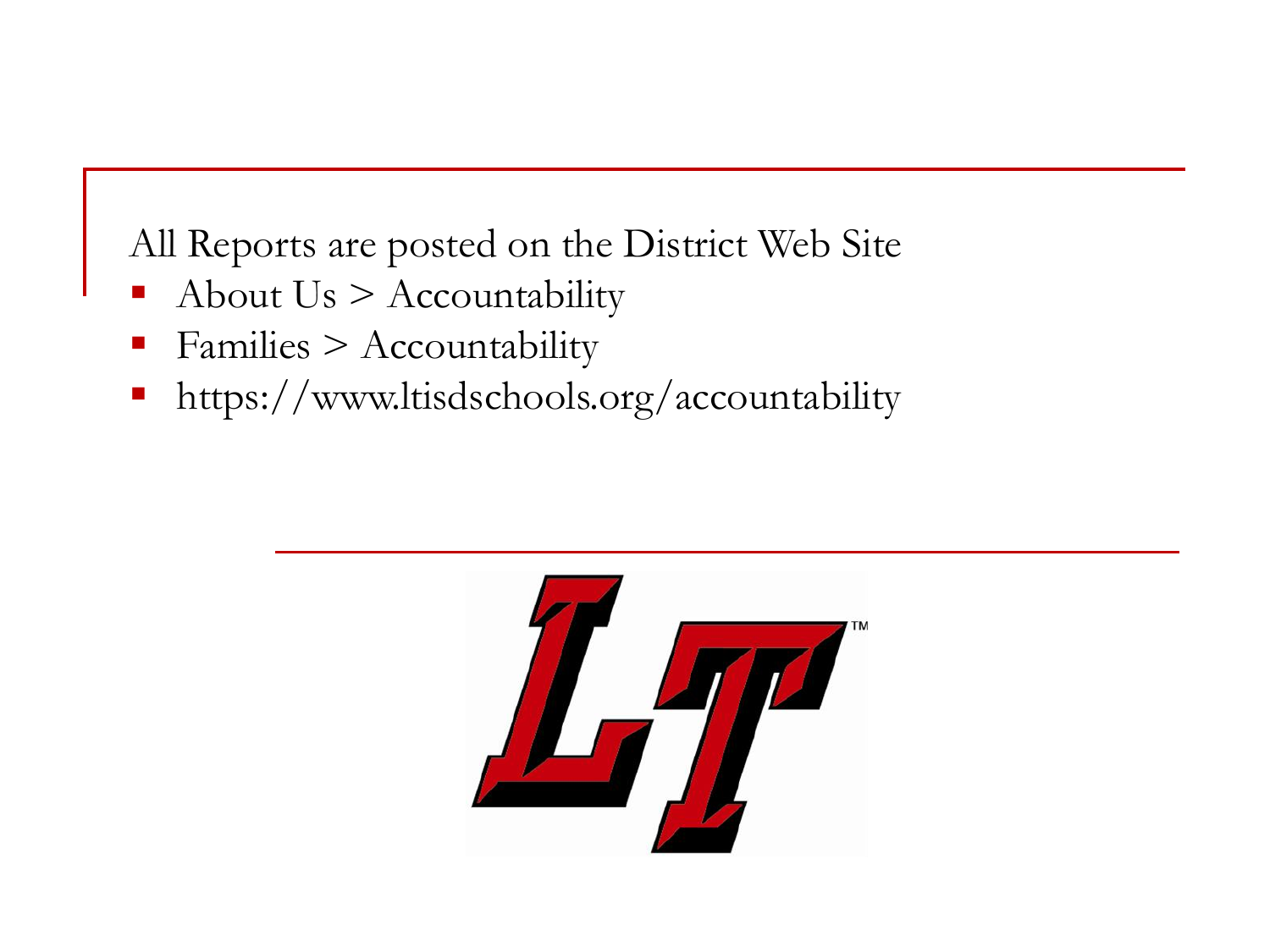All Reports are posted on the District Web Site

- About Us > Accountability
- Families > Accountability
- https://www.ltisdschools.org/accountability